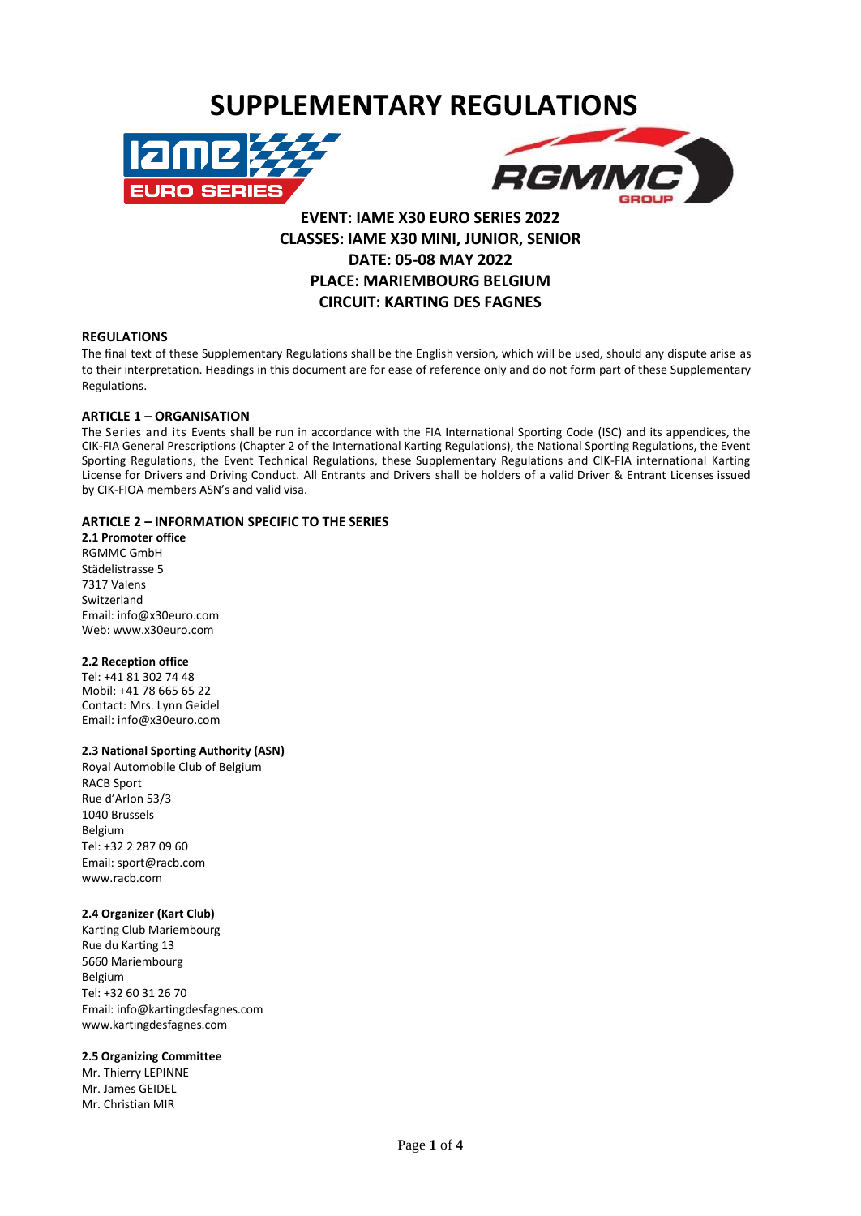# SUPPLEMENTARY REGULATIONS

**EVENT: IAME X30 EURO SERIES 2022**
**CLASSES: IAME X30 MINI, JUNIOR, SENIOR**
**DATE: 05-08 MAY 2022**
**PLACE: MARIEMBOURG BELGIUM**
**CIRCUIT: KARTING DES FAGNES**

## REGULATIONS

The final text of these Supplementary Regulations shall be the English version, which will be used, should any dispute arise as to their interpretation. Headings in this document are for ease of reference only and do not form part of these Supplementary Regulations.

## ARTICLE 1 – ORGANISATION

The Series and its Events shall be run in accordance with the FIA International Sporting Code (ISC) and its appendices, the CIK-FIA General Prescriptions (Chapter 2 of the International Karting Regulations), the National Sporting Regulations, the Event Sporting Regulations, the Event Technical Regulations, these Supplementary Regulations and CIK-FIA international Karting License for Drivers and Driving Conduct. All Entrants and Drivers shall be holders of a valid Driver & Entrant Licenses issued by CIK-FIOA members ASN's and valid visa.

## ARTICLE 2 – INFORMATION SPECIFIC TO THE SERIES

### 2.1 Promoter office

RGMMC GmbH
Städelistrasse 5
7317 Valens
Switzerland
Email: info@x30euro.com
Web: www.x30euro.com

### 2.2 Reception office

Tel: +41 81 302 74 48
Mobil: +41 78 665 65 22
Contact: Mrs. Lynn Geidel
Email: info@x30euro.com

### 2.3 National Sporting Authority (ASN)

Royal Automobile Club of Belgium
RACB Sport
Rue d'Arlon 53/3
1040 Brussels
Belgium
Tel: +32 2 287 09 60
Email: sport@racb.com
www.racb.com

### 2.4 Organizer (Kart Club)

Karting Club Mariembourg
Rue du Karting 13
5660 Mariembourg
Belgium
Tel: +32 60 31 26 70
Email: info@kartingdesfagnes.com
www.kartingdesfagnes.com

### 2.5 Organizing Committee

Mr. Thierry LEPINNE
Mr. James GEIDEL
Mr. Christian MIR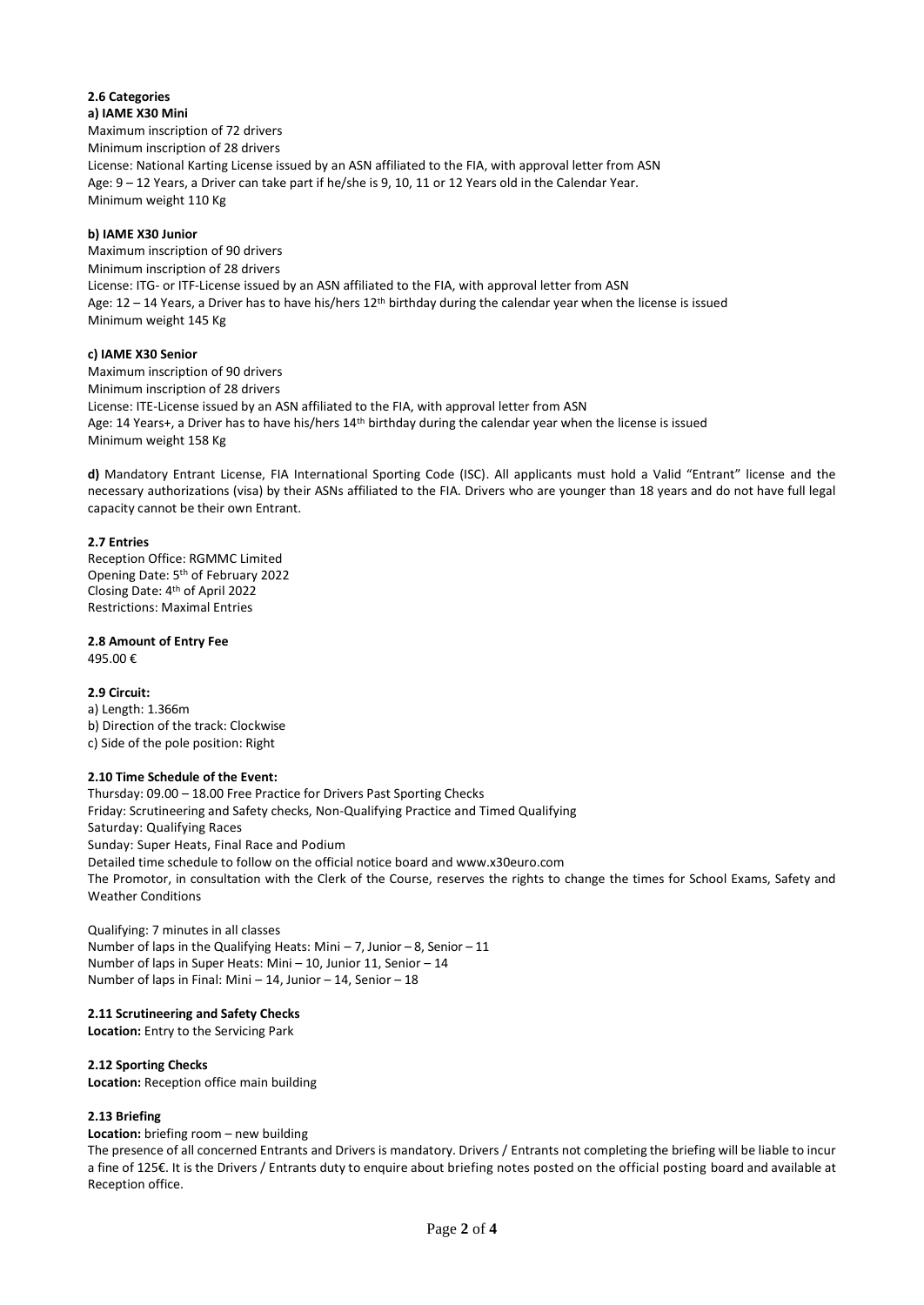**2.6 Categories**

**a) IAME X30 Mini**

Maximum inscription of 72 drivers
Minimum inscription of 28 drivers
License: National Karting License issued by an ASN affiliated to the FIA, with approval letter from ASN
Age: 9 – 12 Years, a Driver can take part if he/she is 9, 10, 11 or 12 Years old in the Calendar Year.
Minimum weight 110 Kg

**b) IAME X30 Junior**

Maximum inscription of 90 drivers
Minimum inscription of 28 drivers
License: ITG- or ITF-License issued by an ASN affiliated to the FIA, with approval letter from ASN
Age: 12 – 14 Years, a Driver has to have his/hers 12th birthday during the calendar year when the license is issued
Minimum weight 145 Kg

**c) IAME X30 Senior**

Maximum inscription of 90 drivers
Minimum inscription of 28 drivers
License: ITE-License issued by an ASN affiliated to the FIA, with approval letter from ASN
Age: 14 Years+, a Driver has to have his/hers 14th birthday during the calendar year when the license is issued
Minimum weight 158 Kg

**d)** Mandatory Entrant License, FIA International Sporting Code (ISC). All applicants must hold a Valid "Entrant" license and the necessary authorizations (visa) by their ASNs affiliated to the FIA. Drivers who are younger than 18 years and do not have full legal capacity cannot be their own Entrant.

**2.7 Entries**

Reception Office: RGMMC Limited
Opening Date: 5th of February 2022
Closing Date: 4th of April 2022
Restrictions: Maximal Entries

**2.8 Amount of Entry Fee**

495.00 €

**2.9 Circuit:**

a) Length: 1.366m
b) Direction of the track: Clockwise
c) Side of the pole position: Right

**2.10 Time Schedule of the Event:**

Thursday: 09.00 – 18.00 Free Practice for Drivers Past Sporting Checks
Friday: Scrutineering and Safety checks, Non-Qualifying Practice and Timed Qualifying
Saturday: Qualifying Races
Sunday: Super Heats, Final Race and Podium
Detailed time schedule to follow on the official notice board and www.x30euro.com
The Promotor, in consultation with the Clerk of the Course, reserves the rights to change the times for School Exams, Safety and Weather Conditions

Qualifying: 7 minutes in all classes
Number of laps in the Qualifying Heats: Mini – 7, Junior – 8, Senior – 11
Number of laps in Super Heats: Mini – 10, Junior 11, Senior – 14
Number of laps in Final: Mini – 14, Junior – 14, Senior – 18

**2.11 Scrutineering and Safety Checks**

**Location:** Entry to the Servicing Park

**2.12 Sporting Checks**

**Location:** Reception office main building

**2.13 Briefing**

**Location:** briefing room – new building

The presence of all concerned Entrants and Drivers is mandatory. Drivers / Entrants not completing the briefing will be liable to incur a fine of 125€. It is the Drivers / Entrants duty to enquire about briefing notes posted on the official posting board and available at Reception office.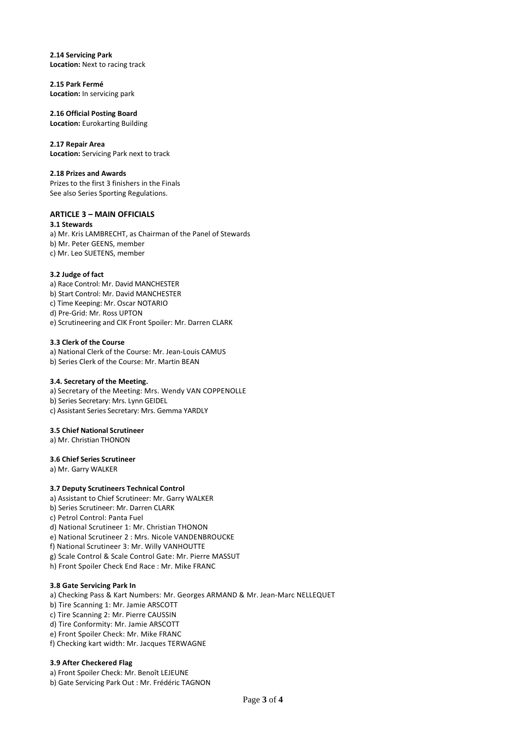**2.14 Servicing Park**
**Location:** Next to racing track

**2.15 Park Fermé**
**Location:** In servicing park

**2.16 Official Posting Board**
**Location:** Eurokarting Building

**2.17 Repair Area**
**Location:** Servicing Park next to track

**2.18 Prizes and Awards**
Prizes to the first 3 finishers in the Finals
See also Series Sporting Regulations.

## ARTICLE 3 – MAIN OFFICIALS

**3.1 Stewards**
a) Mr. Kris LAMBRECHT, as Chairman of the Panel of Stewards
b) Mr. Peter GEENS, member
c) Mr. Leo SUETENS, member

**3.2 Judge of fact**
a) Race Control: Mr. David MANCHESTER
b) Start Control: Mr. David MANCHESTER
c) Time Keeping: Mr. Oscar NOTARIO
d) Pre-Grid: Mr. Ross UPTON
e) Scrutineering and CIK Front Spoiler: Mr. Darren CLARK

**3.3 Clerk of the Course**
a) National Clerk of the Course: Mr. Jean-Louis CAMUS
b) Series Clerk of the Course: Mr. Martin BEAN

**3.4. Secretary of the Meeting.**
a) Secretary of the Meeting: Mrs. Wendy VAN COPPENOLLE
b) Series Secretary: Mrs. Lynn GEIDEL
c) Assistant Series Secretary: Mrs. Gemma YARDLY

**3.5 Chief National Scrutineer**
a) Mr. Christian THONON

**3.6 Chief Series Scrutineer**
a) Mr. Garry WALKER

**3.7 Deputy Scrutineers Technical Control**
a) Assistant to Chief Scrutineer: Mr. Garry WALKER
b) Series Scrutineer: Mr. Darren CLARK
c) Petrol Control: Panta Fuel
d) National Scrutineer 1: Mr. Christian THONON
e) National Scrutineer 2 : Mrs. Nicole VANDENBROUCKE
f) National Scrutineer 3: Mr. Willy VANHOUTTE
g) Scale Control & Scale Control Gate: Mr. Pierre MASSUT
h) Front Spoiler Check End Race : Mr. Mike FRANC

**3.8 Gate Servicing Park In**
a) Checking Pass & Kart Numbers: Mr. Georges ARMAND & Mr. Jean-Marc NELLEQUET
b) Tire Scanning 1: Mr. Jamie ARSCOTT
c) Tire Scanning 2: Mr. Pierre CAUSSIN
d) Tire Conformity: Mr. Jamie ARSCOTT
e) Front Spoiler Check: Mr. Mike FRANC
f) Checking kart width: Mr. Jacques TERWAGNE

**3.9 After Checkered Flag**
a) Front Spoiler Check: Mr. Benoît LEJEUNE
b) Gate Servicing Park Out : Mr. Frédéric TAGNON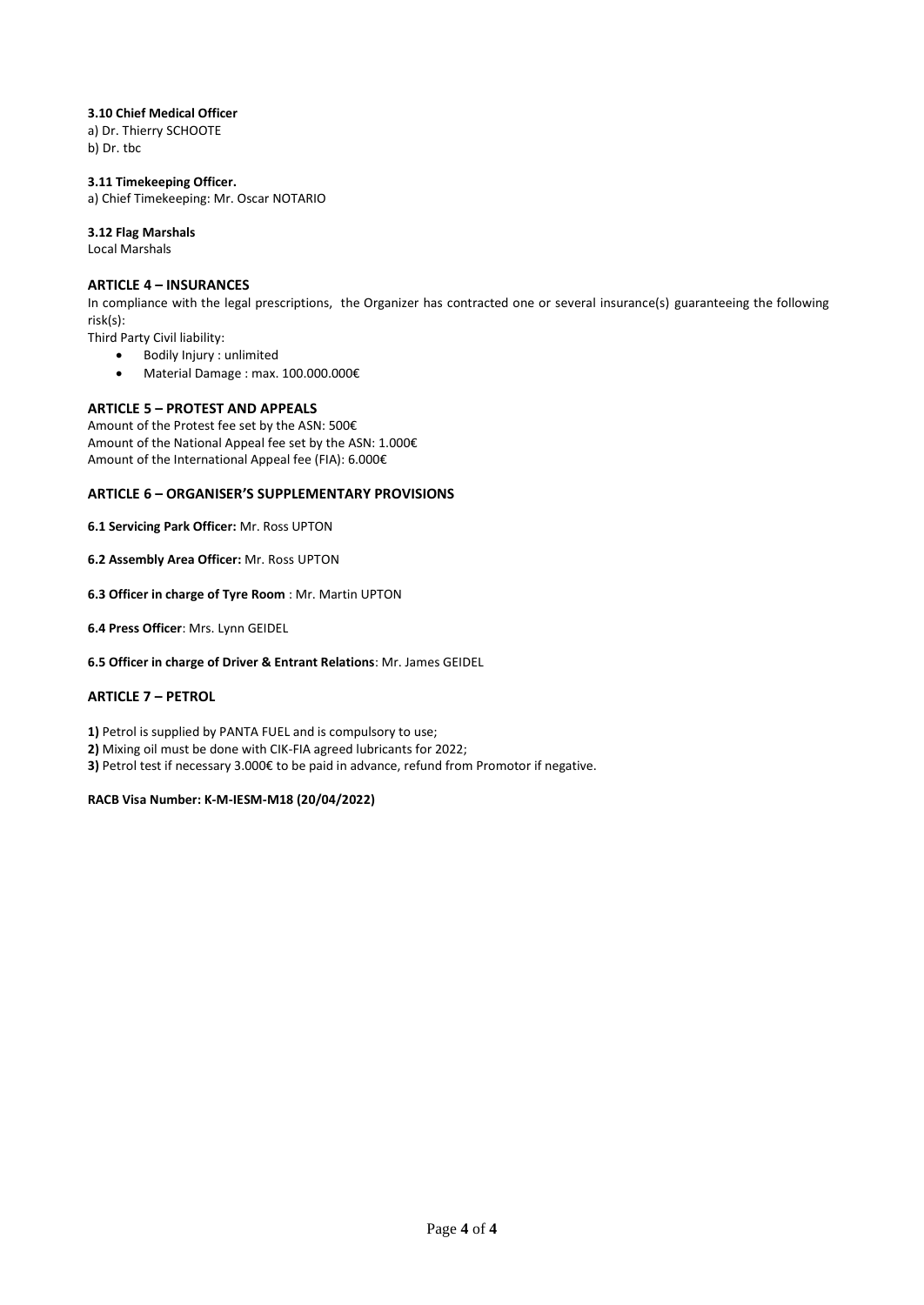**3.10 Chief Medical Officer**
a) Dr. Thierry SCHOOTE
b) Dr. tbc

**3.11 Timekeeping Officer.**
a) Chief Timekeeping: Mr. Oscar NOTARIO

**3.12 Flag Marshals**
Local Marshals

## ARTICLE 4 – INSURANCES

In compliance with the legal prescriptions, the Organizer has contracted one or several insurance(s) guaranteeing the following risk(s):

Third Party Civil liability:

- Bodily Injury : unlimited
- Material Damage : max. 100.000.000€

## ARTICLE 5 – PROTEST AND APPEALS

Amount of the Protest fee set by the ASN: 500€
Amount of the National Appeal fee set by the ASN: 1.000€
Amount of the International Appeal fee (FIA): 6.000€

## ARTICLE 6 – ORGANISER'S SUPPLEMENTARY PROVISIONS

**6.1 Servicing Park Officer:** Mr. Ross UPTON

**6.2 Assembly Area Officer:** Mr. Ross UPTON

**6.3 Officer in charge of Tyre Room** : Mr. Martin UPTON

**6.4 Press Officer**: Mrs. Lynn GEIDEL

**6.5 Officer in charge of Driver & Entrant Relations**: Mr. James GEIDEL

## ARTICLE 7 – PETROL

**1)** Petrol is supplied by PANTA FUEL and is compulsory to use;
**2)** Mixing oil must be done with CIK-FIA agreed lubricants for 2022;
**3)** Petrol test if necessary 3.000€ to be paid in advance, refund from Promotor if negative.

**RACB Visa Number: K-M-IESM-M18 (20/04/2022)**